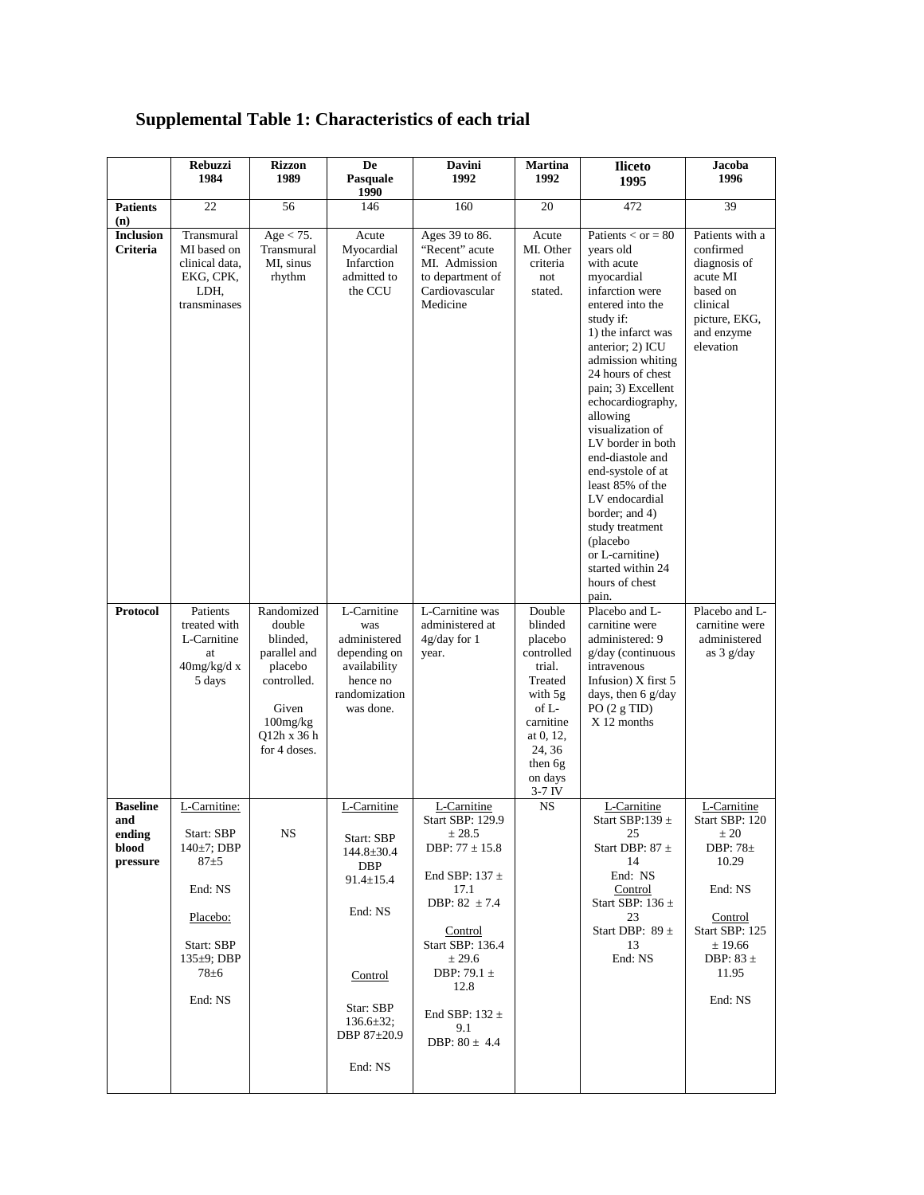**Supplemental Table 1: Characteristics of each trial**

| | Rebuzzi 1984 | Rizzon 1989 | De Pasquale 1990 | Davini 1992 | Martina 1992 | Iliceto 1995 | Jacoba 1996 |
|---|---|---|---|---|---|---|---|
| **Patients (n)** | 22 | 56 | 146 | 160 | 20 | 472 | 39 |
| **Inclusion Criteria** | Transmural MI based on clinical data, EKG, CPK, LDH, transminases | Age < 75. Transmural MI, sinus rhythm | Acute Myocardial Infarction admitted to the CCU | Ages 39 to 86. "Recent" acute MI. Admission to department of Cardiovascular Medicine | Acute MI. Other criteria not stated. | Patients < or = 80 years old with acute myocardial infarction were entered into the study if: 1) the infarct was anterior; 2) ICU admission whiting 24 hours of chest pain; 3) Excellent echocardiography, allowing visualization of LV border in both end-diastole and end-systole of at least 85% of the LV endocardial border; and 4) study treatment (placebo or L-carnitine) started within 24 hours of chest pain. | Patients with a confirmed diagnosis of acute MI based on clinical picture, EKG, and enzyme elevation |
| **Protocol** | Patients treated with L-Carnitine at 40mg/kg/d x 5 days | Randomized double blinded, parallel and placebo controlled. Given 100mg/kg Q12h x 36 h for 4 doses. | L-Carnitine was administered depending on availability hence no randomization was done. | L-Carnitine was administered at 4g/day for 1 year. | Double blinded placebo controlled trial. Treated with 5g of L-carnitine at 0, 12, 24, 36 then 6g on days 3-7 IV | Placebo and L-carnitine were administered: 9 g/day (continuous intravenous Infusion) X first 5 days, then 6 g/day PO (2 g TID) X 12 months | Placebo and L-carnitine were administered as 3 g/day |
| **Baseline and ending blood pressure** | L-Carnitine: Start: SBP 140±7; DBP 87±5 End: NS Placebo: Start: SBP 135±9; DBP 78±6 End: NS | NS | L-Carnitine Start: SBP 144.8±30.4 DBP 91.4±15.4 End: NS Control Star: SBP 136.6±32; DBP 87±20.9 End: NS | L-Carnitine Start SBP: 129.9 ± 28.5 DBP: 77 ± 15.8 End SBP: 137 ± 17.1 DBP: 82 ± 7.4 Control Start SBP: 136.4 ± 29.6 DBP: 79.1 ± 12.8 End SBP: 132 ± 9.1 DBP: 80 ± 4.4 | NS | L-Carnitine Start SBP:139 ± 25 Start DBP: 87 ± 14 End: NS Control Start SBP: 136 ± 23 Start DBP: 89 ± 13 End: NS | L-Carnitine Start SBP: 120 ± 20 DBP: 78± 10.29 End: NS Control Start SBP: 125 ± 19.66 DBP: 83 ± 11.95 End: NS |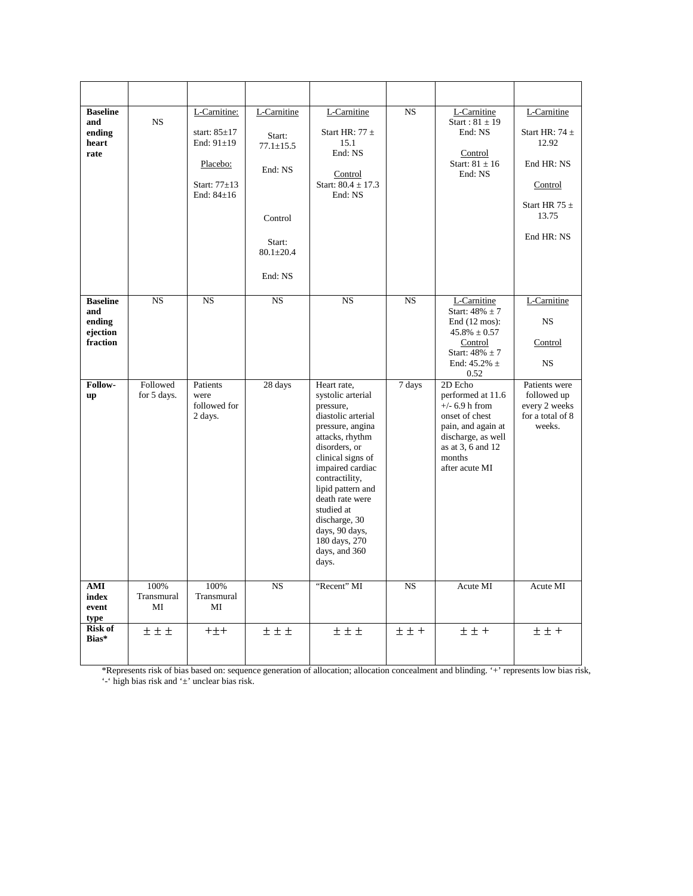| | | | | | | | |
|---|---|---|---|---|---|---|---|
| **Baseline and ending heart rate** | NS | L-Carnitine: start: 85±17 End: 91±19 Placebo: Start: 77±13 End: 84±16 | L-Carnitine Start: 77.1±15.5 End: NS Control Start: 80.1±20.4 End: NS | L-Carnitine Start HR: 77 ± 15.1 End: NS Control Start: 80.4 ± 17.3 End: NS | NS | L-Carnitine Start : 81 ± 19 End: NS Control Start: 81 ± 16 End: NS | L-Carnitine Start HR: 74 ± 12.92 End HR: NS Control Start HR 75 ± 13.75 End HR: NS |
| **Baseline and ending ejection fraction** | NS | NS | NS | NS | NS | L-Carnitine Start: 48% ± 7 End (12 mos): 45.8% ± 0.57 Control Start: 48% ± 7 End: 45.2% ± 0.52 | L-Carnitine NS Control NS |
| **Follow-up** | Followed for 5 days. | Patients were followed for 2 days. | 28 days | Heart rate, systolic arterial pressure, diastolic arterial pressure, angina attacks, rhythm disorders, or clinical signs of impaired cardiac contractility, lipid pattern and death rate were studied at discharge, 30 days, 90 days, 180 days, 270 days, and 360 days. | 7 days | 2D Echo performed at 11.6 +/- 6.9 h from onset of chest pain, and again at discharge, as well as at 3, 6 and 12 months after acute MI | Patients were followed up every 2 weeks for a total of 8 weeks. |
| **AMI index event type** | 100% Transmural MI | 100% Transmural MI | NS | "Recent" MI | NS | Acute MI | Acute MI |
| **Risk of Bias*** | ± ± ± | +±+ | ± ± ± | ± ± ± | ± ± + | ± ± + | ± ± + |

*Represents risk of bias based on: sequence generation of allocation; allocation concealment and blinding. '+' represents low bias risk, '-' high bias risk and '±' unclear bias risk.